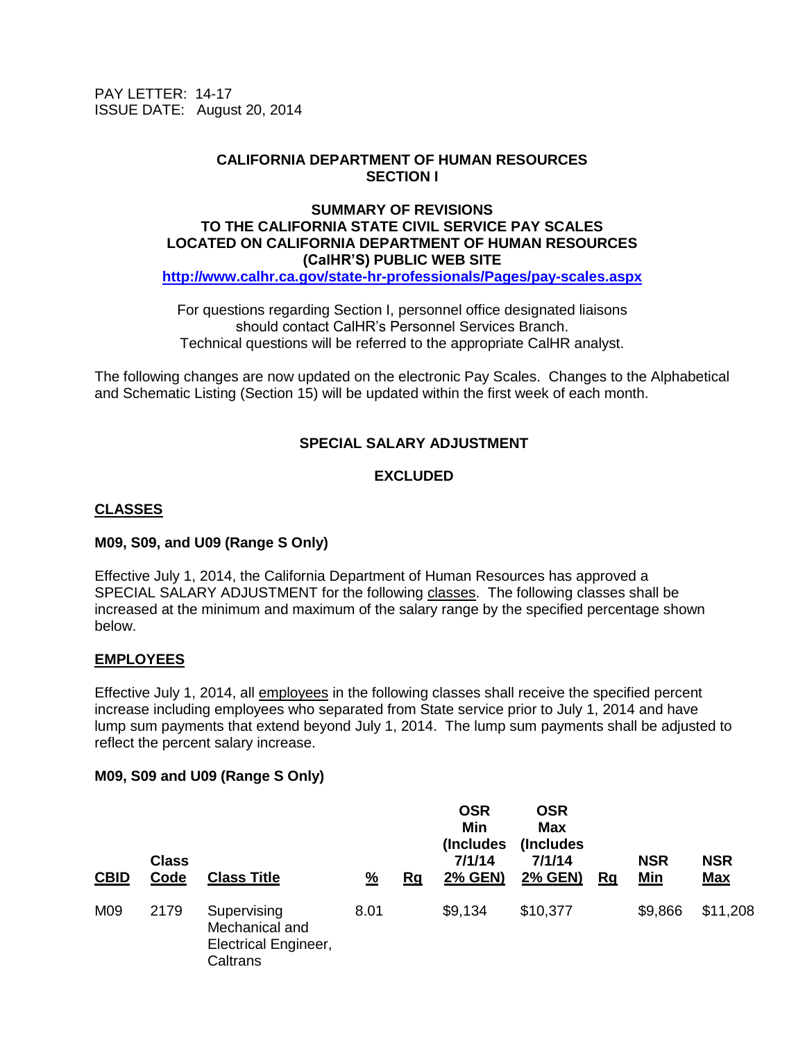PAY LETTER: 14-17
ISSUE DATE: August 20, 2014

**CALIFORNIA DEPARTMENT OF HUMAN RESOURCES**
**SECTION I**

**SUMMARY OF REVISIONS**
**TO THE CALIFORNIA STATE CIVIL SERVICE PAY SCALES**
**LOCATED ON CALIFORNIA DEPARTMENT OF HUMAN RESOURCES**
**(CalHR'S) PUBLIC WEB SITE**
**http://www.calhr.ca.gov/state-hr-professionals/Pages/pay-scales.aspx**

For questions regarding Section I, personnel office designated liaisons should contact CalHR's Personnel Services Branch. Technical questions will be referred to the appropriate CalHR analyst.

The following changes are now updated on the electronic Pay Scales. Changes to the Alphabetical and Schematic Listing (Section 15) will be updated within the first week of each month.

**SPECIAL SALARY ADJUSTMENT**

**EXCLUDED**

**CLASSES**

**M09, S09, and U09 (Range S Only)**

Effective July 1, 2014, the California Department of Human Resources has approved a SPECIAL SALARY ADJUSTMENT for the following classes. The following classes shall be increased at the minimum and maximum of the salary range by the specified percentage shown below.

**EMPLOYEES**

Effective July 1, 2014, all employees in the following classes shall receive the specified percent increase including employees who separated from State service prior to July 1, 2014 and have lump sum payments that extend beyond July 1, 2014. The lump sum payments shall be adjusted to reflect the percent salary increase.

**M09, S09 and U09 (Range S Only)**

| CBID | Class Code | Class Title | % | Rg | OSR Min (Includes 7/1/14 2% GEN) | OSR Max (Includes 7/1/14 2% GEN) | Rg | NSR Min | NSR Max |
|---|---|---|---|---|---|---|---|---|---|
| M09 | 2179 | Supervising Mechanical and Electrical Engineer, Caltrans | 8.01 | | $9,134 | $10,377 | | $9,866 | $11,208 |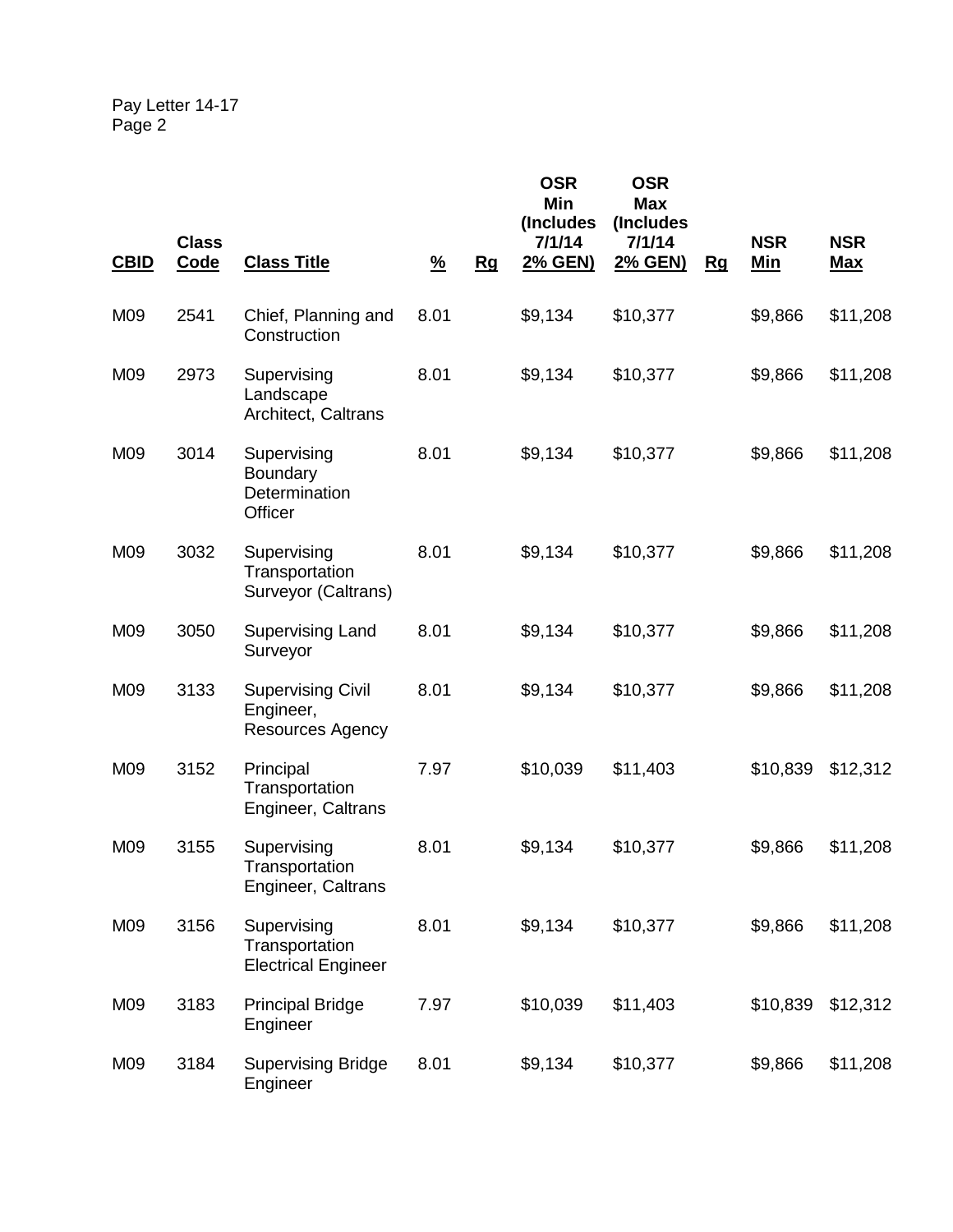| CBID | Class Code | Class Title | % | Rg | OSR Min (Includes 7/1/14 2% GEN) | OSR Max (Includes 7/1/14 2% GEN) | Rg | NSR Min | NSR Max |
|---|---|---|---|---|---|---|---|---|---|
| M09 | 2541 | Chief, Planning and Construction | 8.01 | | $9,134 | $10,377 | | $9,866 | $11,208 |
| M09 | 2973 | Supervising Landscape Architect, Caltrans | 8.01 | | $9,134 | $10,377 | | $9,866 | $11,208 |
| M09 | 3014 | Supervising Boundary Determination Officer | 8.01 | | $9,134 | $10,377 | | $9,866 | $11,208 |
| M09 | 3032 | Supervising Transportation Surveyor (Caltrans) | 8.01 | | $9,134 | $10,377 | | $9,866 | $11,208 |
| M09 | 3050 | Supervising Land Surveyor | 8.01 | | $9,134 | $10,377 | | $9,866 | $11,208 |
| M09 | 3133 | Supervising Civil Engineer, Resources Agency | 8.01 | | $9,134 | $10,377 | | $9,866 | $11,208 |
| M09 | 3152 | Principal Transportation Engineer, Caltrans | 7.97 | | $10,039 | $11,403 | | $10,839 | $12,312 |
| M09 | 3155 | Supervising Transportation Engineer, Caltrans | 8.01 | | $9,134 | $10,377 | | $9,866 | $11,208 |
| M09 | 3156 | Supervising Transportation Electrical Engineer | 8.01 | | $9,134 | $10,377 | | $9,866 | $11,208 |
| M09 | 3183 | Principal Bridge Engineer | 7.97 | | $10,039 | $11,403 | | $10,839 | $12,312 |
| M09 | 3184 | Supervising Bridge Engineer | 8.01 | | $9,134 | $10,377 | | $9,866 | $11,208 |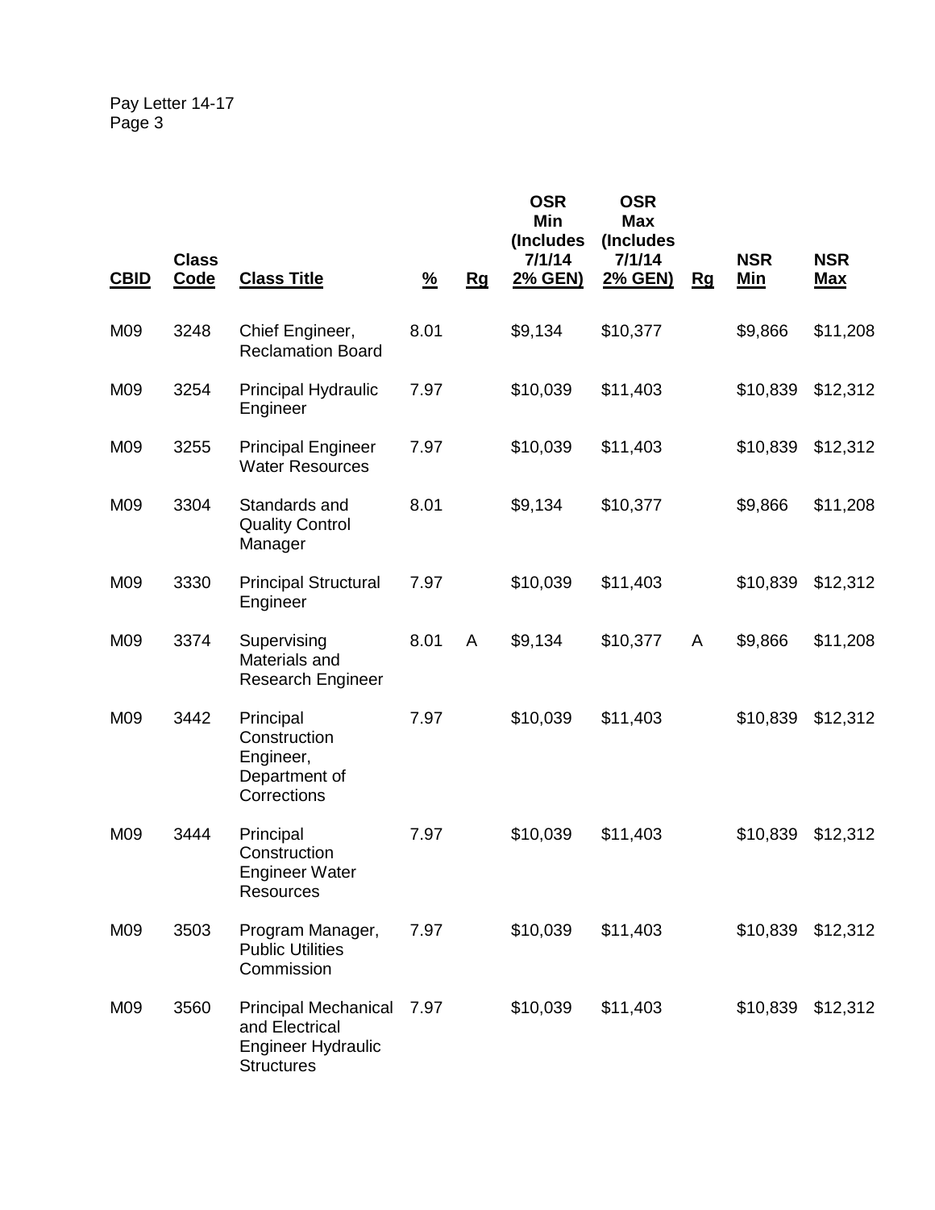| CBID | Class Code | Class Title | % | Rg | OSR Min (Includes 7/1/14 2% GEN) | OSR Max (Includes 7/1/14 2% GEN) | Rg | NSR Min | NSR Max |
|---|---|---|---|---|---|---|---|---|---|
| M09 | 3248 | Chief Engineer, Reclamation Board | 8.01 | | $9,134 | $10,377 | | $9,866 | $11,208 |
| M09 | 3254 | Principal Hydraulic Engineer | 7.97 | | $10,039 | $11,403 | | $10,839 | $12,312 |
| M09 | 3255 | Principal Engineer Water Resources | 7.97 | | $10,039 | $11,403 | | $10,839 | $12,312 |
| M09 | 3304 | Standards and Quality Control Manager | 8.01 | | $9,134 | $10,377 | | $9,866 | $11,208 |
| M09 | 3330 | Principal Structural Engineer | 7.97 | | $10,039 | $11,403 | | $10,839 | $12,312 |
| M09 | 3374 | Supervising Materials and Research Engineer | 8.01 | A | $9,134 | $10,377 | A | $9,866 | $11,208 |
| M09 | 3442 | Principal Construction Engineer, Department of Corrections | 7.97 | | $10,039 | $11,403 | | $10,839 | $12,312 |
| M09 | 3444 | Principal Construction Engineer Water Resources | 7.97 | | $10,039 | $11,403 | | $10,839 | $12,312 |
| M09 | 3503 | Program Manager, Public Utilities Commission | 7.97 | | $10,039 | $11,403 | | $10,839 | $12,312 |
| M09 | 3560 | Principal Mechanical and Electrical Engineer Hydraulic Structures | 7.97 | | $10,039 | $11,403 | | $10,839 | $12,312 |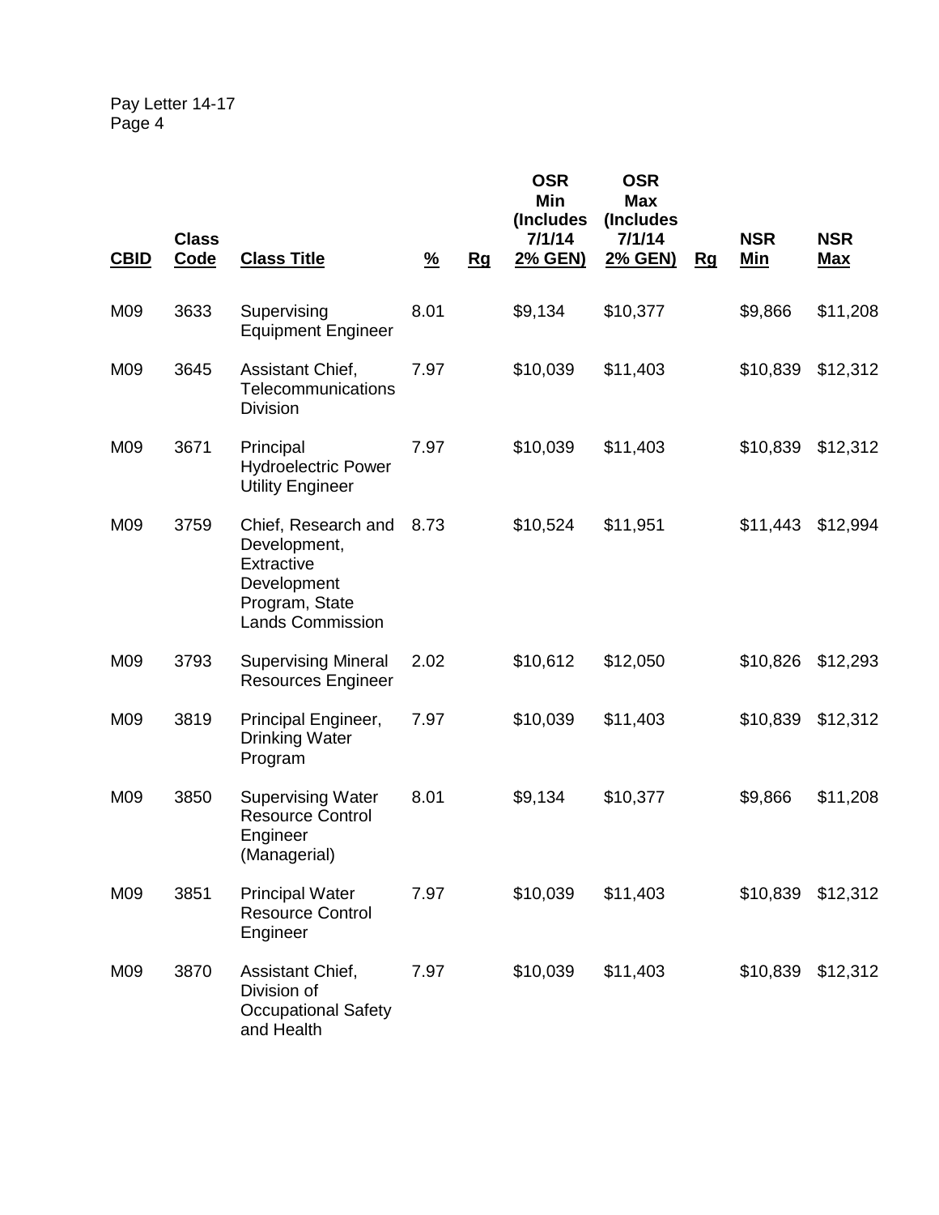| CBID | Class Code | Class Title | % | Rg | OSR Min (Includes 7/1/14 2% GEN) | OSR Max (Includes 7/1/14 2% GEN) | Rg | NSR Min | NSR Max |
|---|---|---|---|---|---|---|---|---|---|
| M09 | 3633 | Supervising Equipment Engineer | 8.01 | | $9,134 | $10,377 | | $9,866 | $11,208 |
| M09 | 3645 | Assistant Chief, Telecommunications Division | 7.97 | | $10,039 | $11,403 | | $10,839 | $12,312 |
| M09 | 3671 | Principal Hydroelectric Power Utility Engineer | 7.97 | | $10,039 | $11,403 | | $10,839 | $12,312 |
| M09 | 3759 | Chief, Research and Development, Extractive Development Program, State Lands Commission | 8.73 | | $10,524 | $11,951 | | $11,443 | $12,994 |
| M09 | 3793 | Supervising Mineral Resources Engineer | 2.02 | | $10,612 | $12,050 | | $10,826 | $12,293 |
| M09 | 3819 | Principal Engineer, Drinking Water Program | 7.97 | | $10,039 | $11,403 | | $10,839 | $12,312 |
| M09 | 3850 | Supervising Water Resource Control Engineer (Managerial) | 8.01 | | $9,134 | $10,377 | | $9,866 | $11,208 |
| M09 | 3851 | Principal Water Resource Control Engineer | 7.97 | | $10,039 | $11,403 | | $10,839 | $12,312 |
| M09 | 3870 | Assistant Chief, Division of Occupational Safety and Health | 7.97 | | $10,039 | $11,403 | | $10,839 | $12,312 |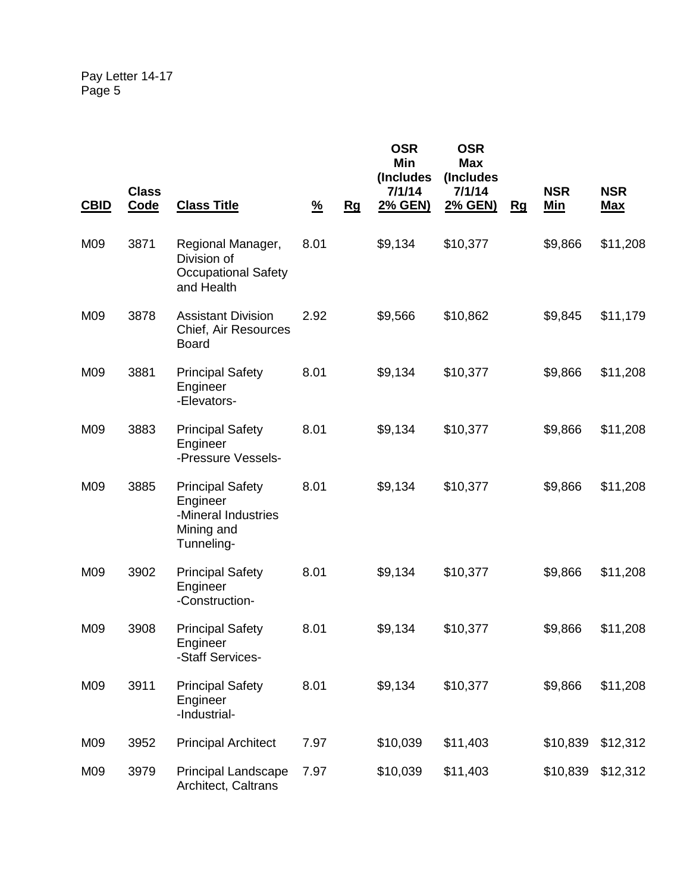Pay Letter 14-17

| CBID | Class Code | Class Title | % | Rg | OSR Min (Includes 7/1/14 2% GEN) | OSR Max (Includes 7/1/14 2% GEN) | Rg | NSR Min | NSR Max |
|---|---|---|---|---|---|---|---|---|---|
| M09 | 3871 | Regional Manager, Division of Occupational Safety and Health | 8.01 | | $9,134 | $10,377 | | $9,866 | $11,208 |
| M09 | 3878 | Assistant Division Chief, Air Resources Board | 2.92 | | $9,566 | $10,862 | | $9,845 | $11,179 |
| M09 | 3881 | Principal Safety Engineer -Elevators- | 8.01 | | $9,134 | $10,377 | | $9,866 | $11,208 |
| M09 | 3883 | Principal Safety Engineer -Pressure Vessels- | 8.01 | | $9,134 | $10,377 | | $9,866 | $11,208 |
| M09 | 3885 | Principal Safety Engineer -Mineral Industries Mining and Tunneling- | 8.01 | | $9,134 | $10,377 | | $9,866 | $11,208 |
| M09 | 3902 | Principal Safety Engineer -Construction- | 8.01 | | $9,134 | $10,377 | | $9,866 | $11,208 |
| M09 | 3908 | Principal Safety Engineer -Staff Services- | 8.01 | | $9,134 | $10,377 | | $9,866 | $11,208 |
| M09 | 3911 | Principal Safety Engineer -Industrial- | 8.01 | | $9,134 | $10,377 | | $9,866 | $11,208 |
| M09 | 3952 | Principal Architect | 7.97 | | $10,039 | $11,403 | | $10,839 | $12,312 |
| M09 | 3979 | Principal Landscape Architect, Caltrans | 7.97 | | $10,039 | $11,403 | | $10,839 | $12,312 |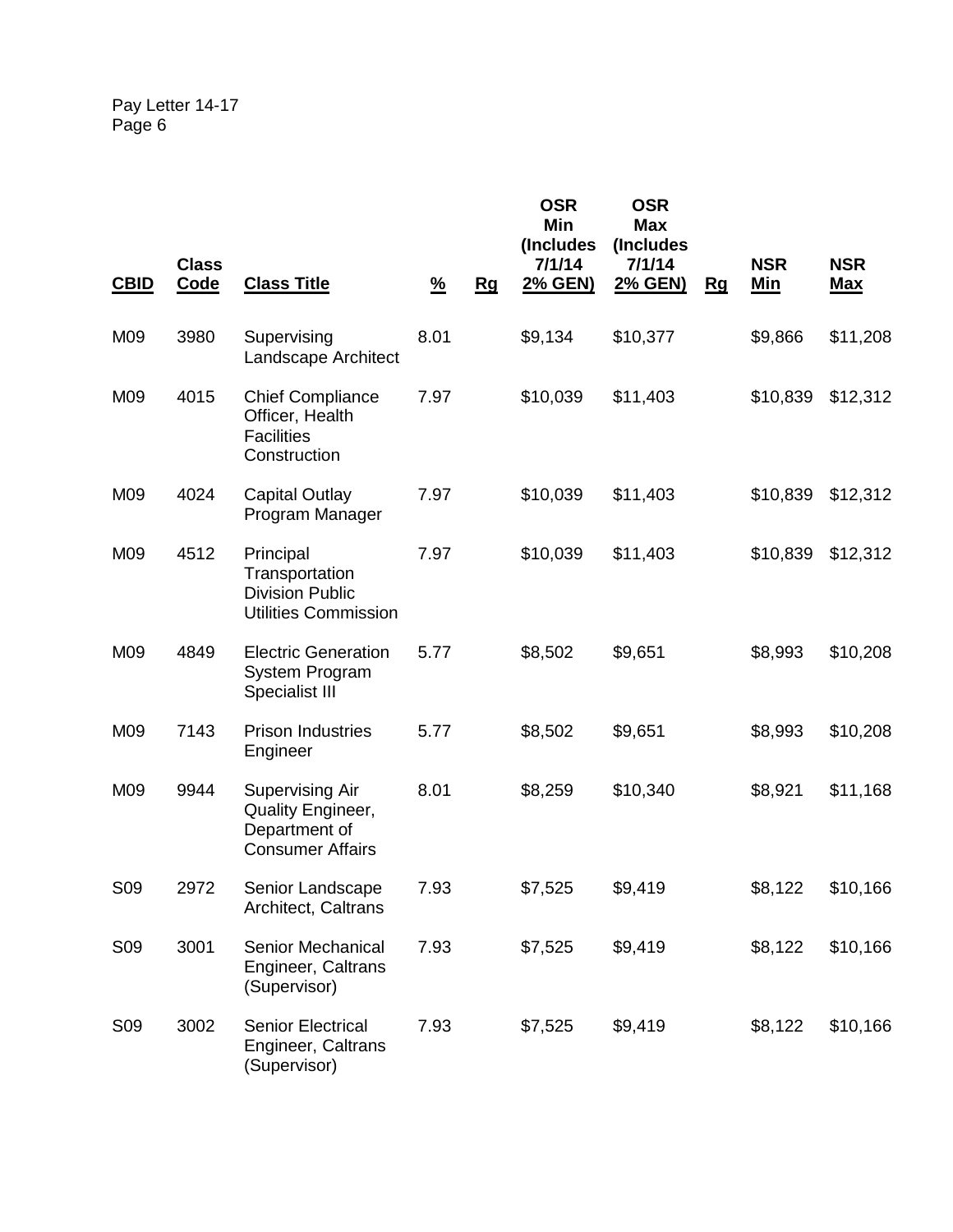| CBID | Class Code | Class Title | % | Rg | OSR Min (Includes 7/1/14 2% GEN) | OSR Max (Includes 7/1/14 2% GEN) | Rg | NSR Min | NSR Max |
|---|---|---|---|---|---|---|---|---|---|
| M09 | 3980 | Supervising Landscape Architect | 8.01 | | $9,134 | $10,377 | | $9,866 | $11,208 |
| M09 | 4015 | Chief Compliance Officer, Health Facilities Construction | 7.97 | | $10,039 | $11,403 | | $10,839 | $12,312 |
| M09 | 4024 | Capital Outlay Program Manager | 7.97 | | $10,039 | $11,403 | | $10,839 | $12,312 |
| M09 | 4512 | Principal Transportation Division Public Utilities Commission | 7.97 | | $10,039 | $11,403 | | $10,839 | $12,312 |
| M09 | 4849 | Electric Generation System Program Specialist III | 5.77 | | $8,502 | $9,651 | | $8,993 | $10,208 |
| M09 | 7143 | Prison Industries Engineer | 5.77 | | $8,502 | $9,651 | | $8,993 | $10,208 |
| M09 | 9944 | Supervising Air Quality Engineer, Department of Consumer Affairs | 8.01 | | $8,259 | $10,340 | | $8,921 | $11,168 |
| S09 | 2972 | Senior Landscape Architect, Caltrans | 7.93 | | $7,525 | $9,419 | | $8,122 | $10,166 |
| S09 | 3001 | Senior Mechanical Engineer, Caltrans (Supervisor) | 7.93 | | $7,525 | $9,419 | | $8,122 | $10,166 |
| S09 | 3002 | Senior Electrical Engineer, Caltrans (Supervisor) | 7.93 | | $7,525 | $9,419 | | $8,122 | $10,166 |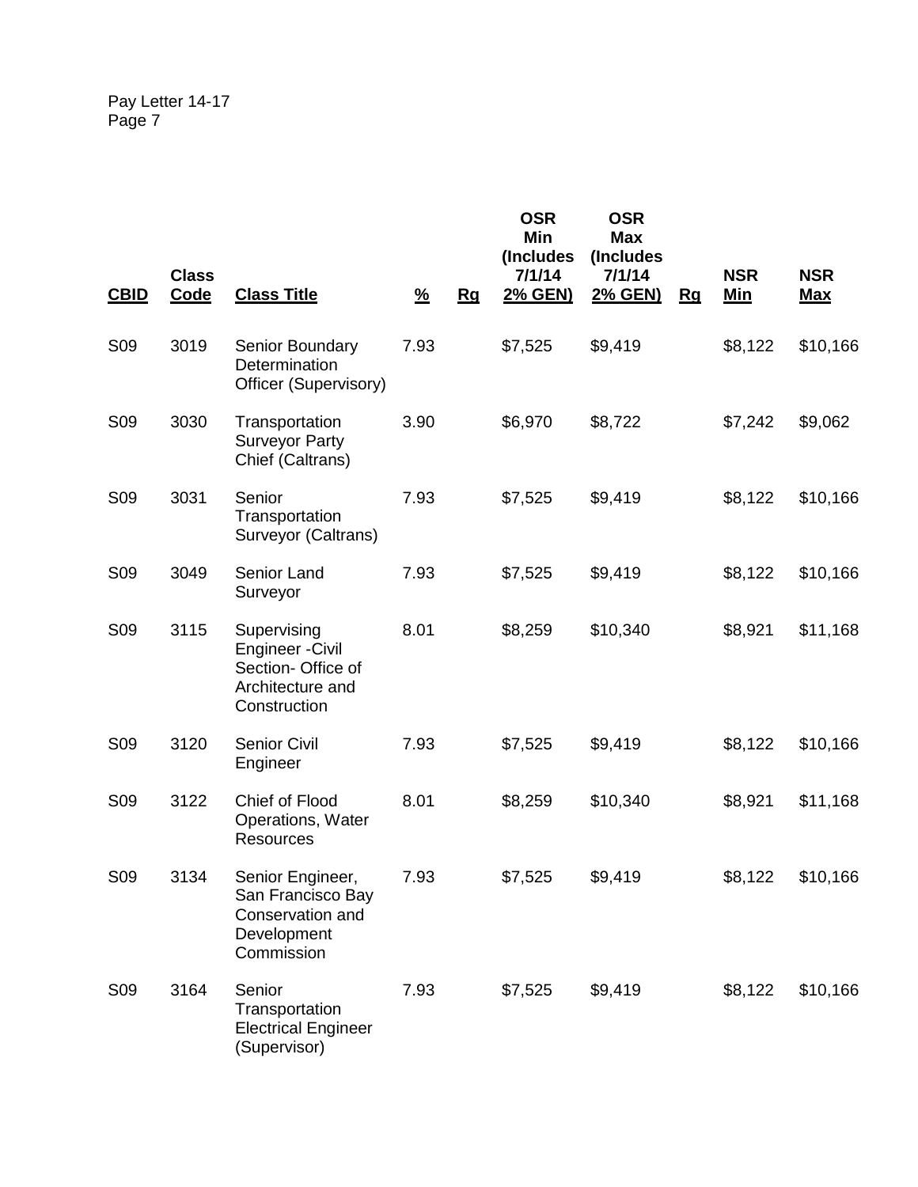| CBID | Class Code | Class Title | % | Rg | OSR Min (Includes 7/1/14 2% GEN) | OSR Max (Includes 7/1/14 2% GEN) | Rg | NSR Min | NSR Max |
|---|---|---|---|---|---|---|---|---|---|
| S09 | 3019 | Senior Boundary Determination Officer (Supervisory) | 7.93 | | $7,525 | $9,419 | | $8,122 | $10,166 |
| S09 | 3030 | Transportation Surveyor Party Chief (Caltrans) | 3.90 | | $6,970 | $8,722 | | $7,242 | $9,062 |
| S09 | 3031 | Senior Transportation Surveyor (Caltrans) | 7.93 | | $7,525 | $9,419 | | $8,122 | $10,166 |
| S09 | 3049 | Senior Land Surveyor | 7.93 | | $7,525 | $9,419 | | $8,122 | $10,166 |
| S09 | 3115 | Supervising Engineer -Civil Section- Office of Architecture and Construction | 8.01 | | $8,259 | $10,340 | | $8,921 | $11,168 |
| S09 | 3120 | Senior Civil Engineer | 7.93 | | $7,525 | $9,419 | | $8,122 | $10,166 |
| S09 | 3122 | Chief of Flood Operations, Water Resources | 8.01 | | $8,259 | $10,340 | | $8,921 | $11,168 |
| S09 | 3134 | Senior Engineer, San Francisco Bay Conservation and Development Commission | 7.93 | | $7,525 | $9,419 | | $8,122 | $10,166 |
| S09 | 3164 | Senior Transportation Electrical Engineer (Supervisor) | 7.93 | | $7,525 | $9,419 | | $8,122 | $10,166 |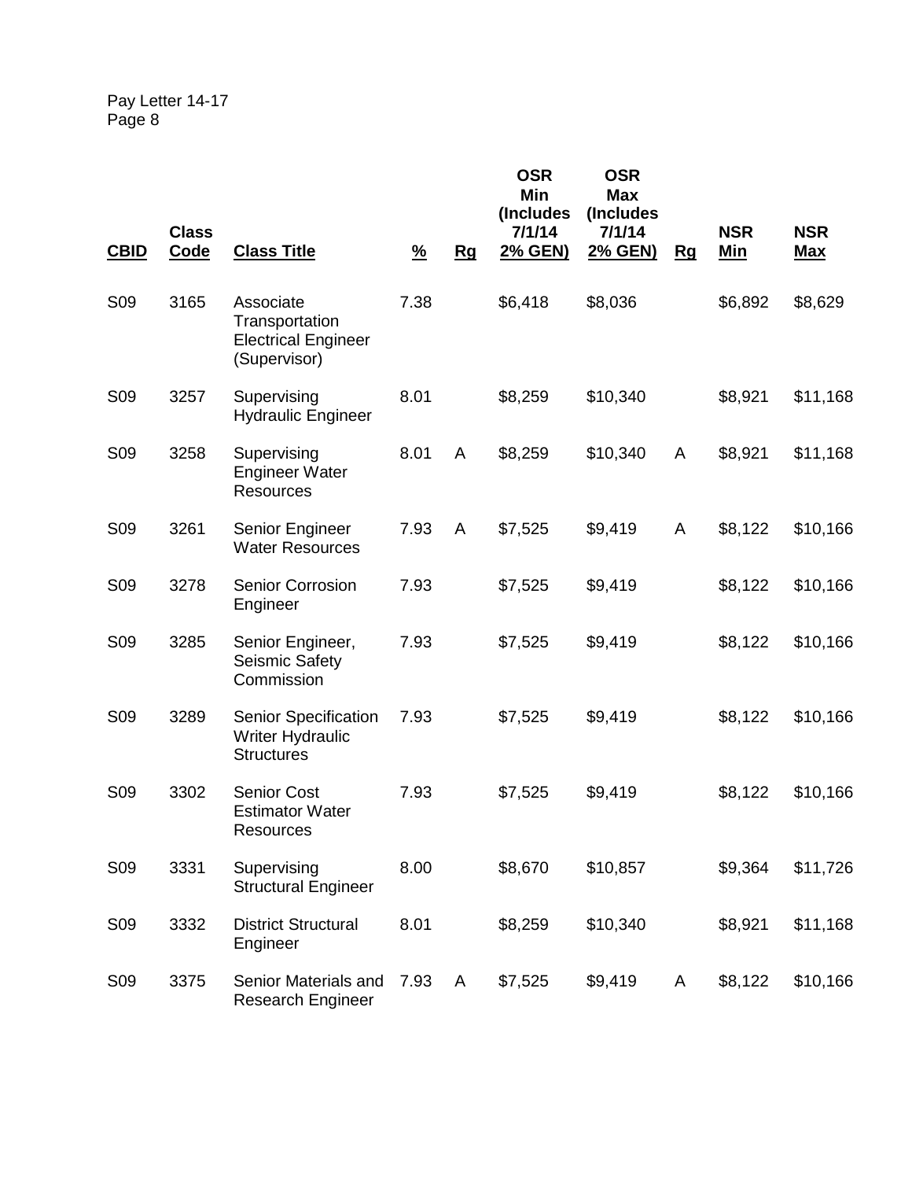| CBID | Class Code | Class Title | % | Rg | OSR Min (Includes 7/1/14 2% GEN) | OSR Max (Includes 7/1/14 2% GEN) | Rg | NSR Min | NSR Max |
|---|---|---|---|---|---|---|---|---|---|
| S09 | 3165 | Associate Transportation Electrical Engineer (Supervisor) | 7.38 | | $6,418 | $8,036 | | $6,892 | $8,629 |
| S09 | 3257 | Supervising Hydraulic Engineer | 8.01 | | $8,259 | $10,340 | | $8,921 | $11,168 |
| S09 | 3258 | Supervising Engineer Water Resources | 8.01 | A | $8,259 | $10,340 | A | $8,921 | $11,168 |
| S09 | 3261 | Senior Engineer Water Resources | 7.93 | A | $7,525 | $9,419 | A | $8,122 | $10,166 |
| S09 | 3278 | Senior Corrosion Engineer | 7.93 | | $7,525 | $9,419 | | $8,122 | $10,166 |
| S09 | 3285 | Senior Engineer, Seismic Safety Commission | 7.93 | | $7,525 | $9,419 | | $8,122 | $10,166 |
| S09 | 3289 | Senior Specification Writer Hydraulic Structures | 7.93 | | $7,525 | $9,419 | | $8,122 | $10,166 |
| S09 | 3302 | Senior Cost Estimator Water Resources | 7.93 | | $7,525 | $9,419 | | $8,122 | $10,166 |
| S09 | 3331 | Supervising Structural Engineer | 8.00 | | $8,670 | $10,857 | | $9,364 | $11,726 |
| S09 | 3332 | District Structural Engineer | 8.01 | | $8,259 | $10,340 | | $8,921 | $11,168 |
| S09 | 3375 | Senior Materials and Research Engineer | 7.93 | A | $7,525 | $9,419 | A | $8,122 | $10,166 |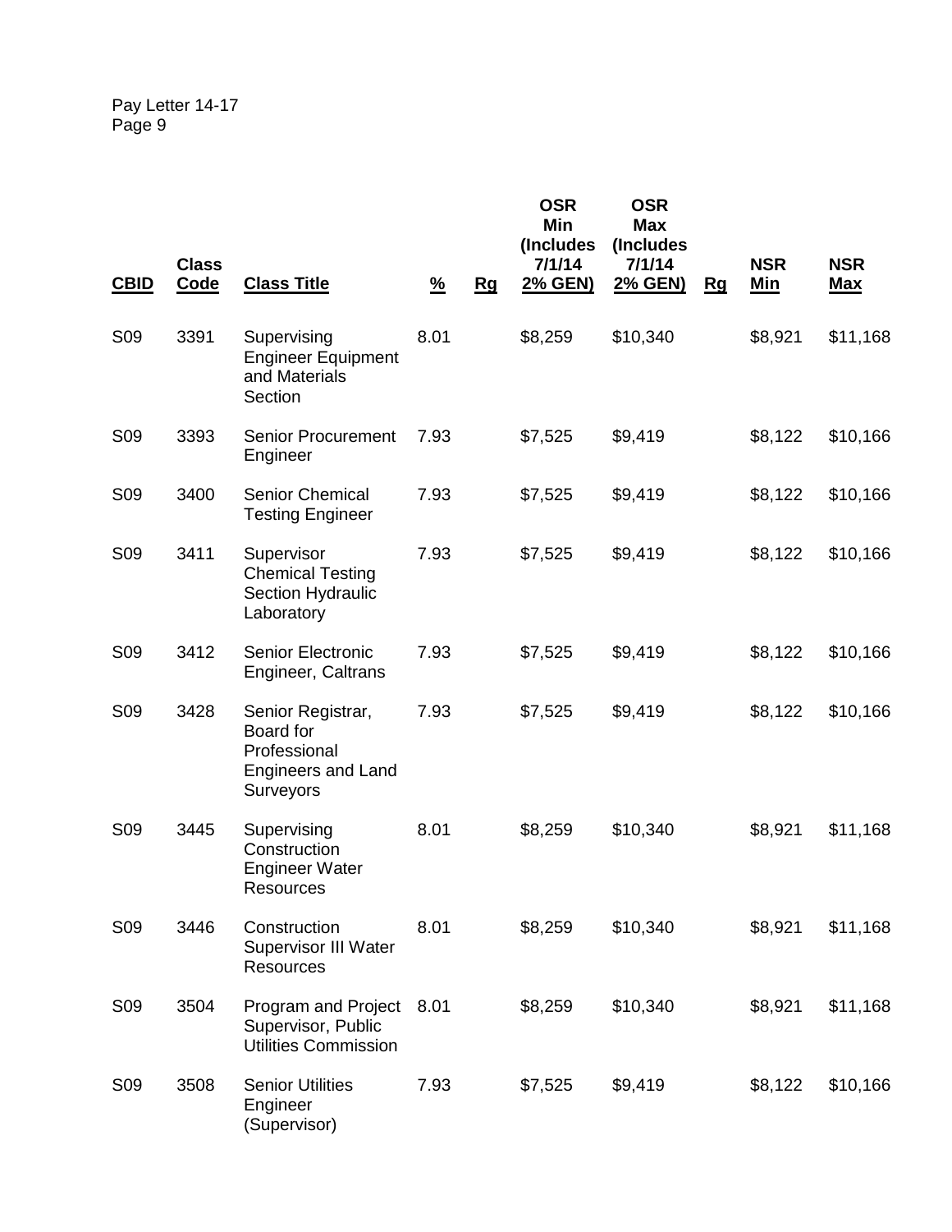| CBID | Class Code | Class Title | % | Rg | OSR Min (Includes 7/1/14 2% GEN) | OSR Max (Includes 7/1/14 2% GEN) | Rg | NSR Min | NSR Max |
|---|---|---|---|---|---|---|---|---|---|
| S09 | 3391 | Supervising Engineer Equipment and Materials Section | 8.01 | | $8,259 | $10,340 | | $8,921 | $11,168 |
| S09 | 3393 | Senior Procurement Engineer | 7.93 | | $7,525 | $9,419 | | $8,122 | $10,166 |
| S09 | 3400 | Senior Chemical Testing Engineer | 7.93 | | $7,525 | $9,419 | | $8,122 | $10,166 |
| S09 | 3411 | Supervisor Chemical Testing Section Hydraulic Laboratory | 7.93 | | $7,525 | $9,419 | | $8,122 | $10,166 |
| S09 | 3412 | Senior Electronic Engineer, Caltrans | 7.93 | | $7,525 | $9,419 | | $8,122 | $10,166 |
| S09 | 3428 | Senior Registrar, Board for Professional Engineers and Land Surveyors | 7.93 | | $7,525 | $9,419 | | $8,122 | $10,166 |
| S09 | 3445 | Supervising Construction Engineer Water Resources | 8.01 | | $8,259 | $10,340 | | $8,921 | $11,168 |
| S09 | 3446 | Construction Supervisor III Water Resources | 8.01 | | $8,259 | $10,340 | | $8,921 | $11,168 |
| S09 | 3504 | Program and Project Supervisor, Public Utilities Commission | 8.01 | | $8,259 | $10,340 | | $8,921 | $11,168 |
| S09 | 3508 | Senior Utilities Engineer (Supervisor) | 7.93 | | $7,525 | $9,419 | | $8,122 | $10,166 |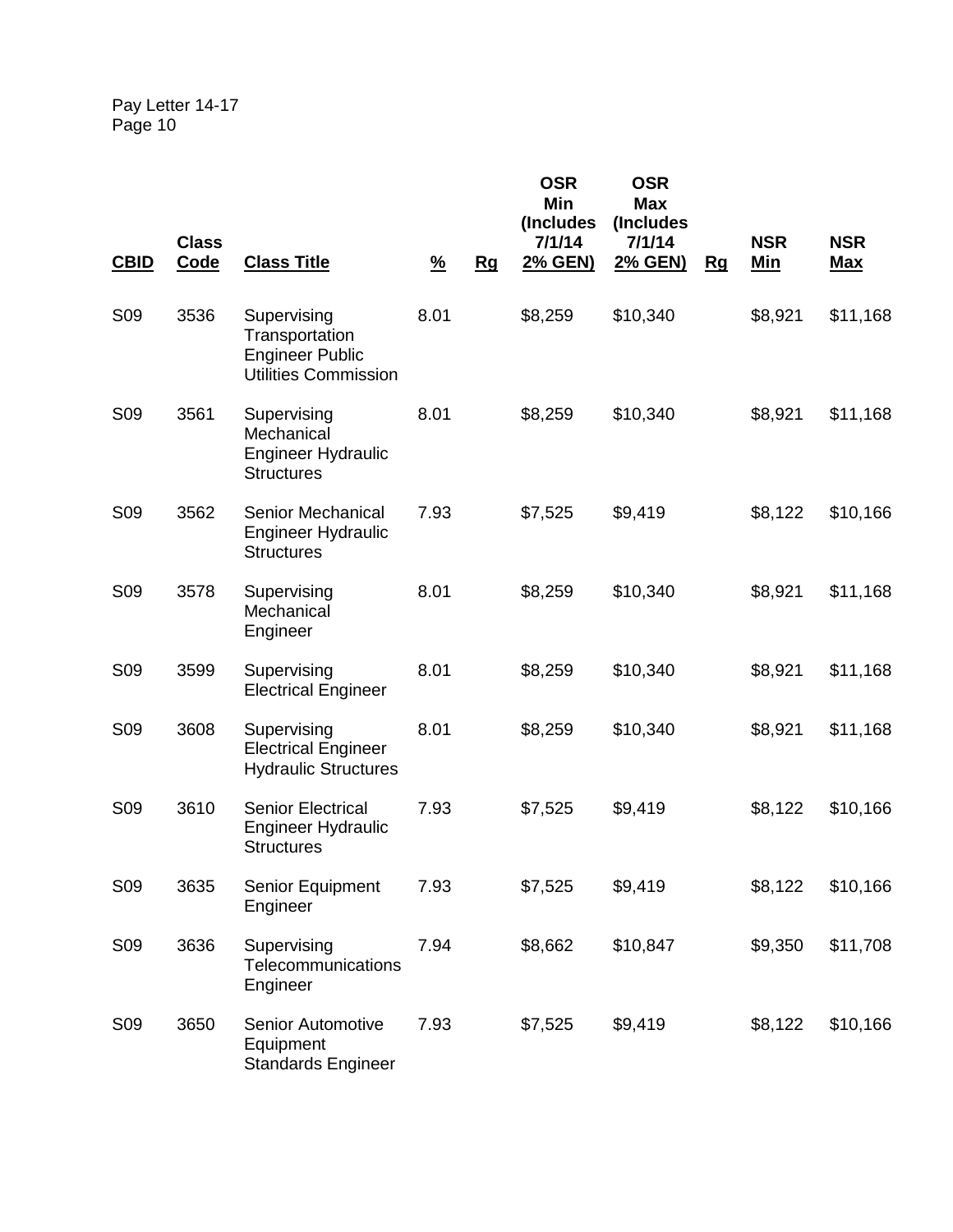| CBID | Class Code | Class Title | % | Rg | OSR Min (Includes 7/1/14 2% GEN) | OSR Max (Includes 7/1/14 2% GEN) | Rg | NSR Min | NSR Max |
|---|---|---|---|---|---|---|---|---|---|
| S09 | 3536 | Supervising Transportation Engineer Public Utilities Commission | 8.01 | | $8,259 | $10,340 | | $8,921 | $11,168 |
| S09 | 3561 | Supervising Mechanical Engineer Hydraulic Structures | 8.01 | | $8,259 | $10,340 | | $8,921 | $11,168 |
| S09 | 3562 | Senior Mechanical Engineer Hydraulic Structures | 7.93 | | $7,525 | $9,419 | | $8,122 | $10,166 |
| S09 | 3578 | Supervising Mechanical Engineer | 8.01 | | $8,259 | $10,340 | | $8,921 | $11,168 |
| S09 | 3599 | Supervising Electrical Engineer | 8.01 | | $8,259 | $10,340 | | $8,921 | $11,168 |
| S09 | 3608 | Supervising Electrical Engineer Hydraulic Structures | 8.01 | | $8,259 | $10,340 | | $8,921 | $11,168 |
| S09 | 3610 | Senior Electrical Engineer Hydraulic Structures | 7.93 | | $7,525 | $9,419 | | $8,122 | $10,166 |
| S09 | 3635 | Senior Equipment Engineer | 7.93 | | $7,525 | $9,419 | | $8,122 | $10,166 |
| S09 | 3636 | Supervising Telecommunications Engineer | 7.94 | | $8,662 | $10,847 | | $9,350 | $11,708 |
| S09 | 3650 | Senior Automotive Equipment Standards Engineer | 7.93 | | $7,525 | $9,419 | | $8,122 | $10,166 |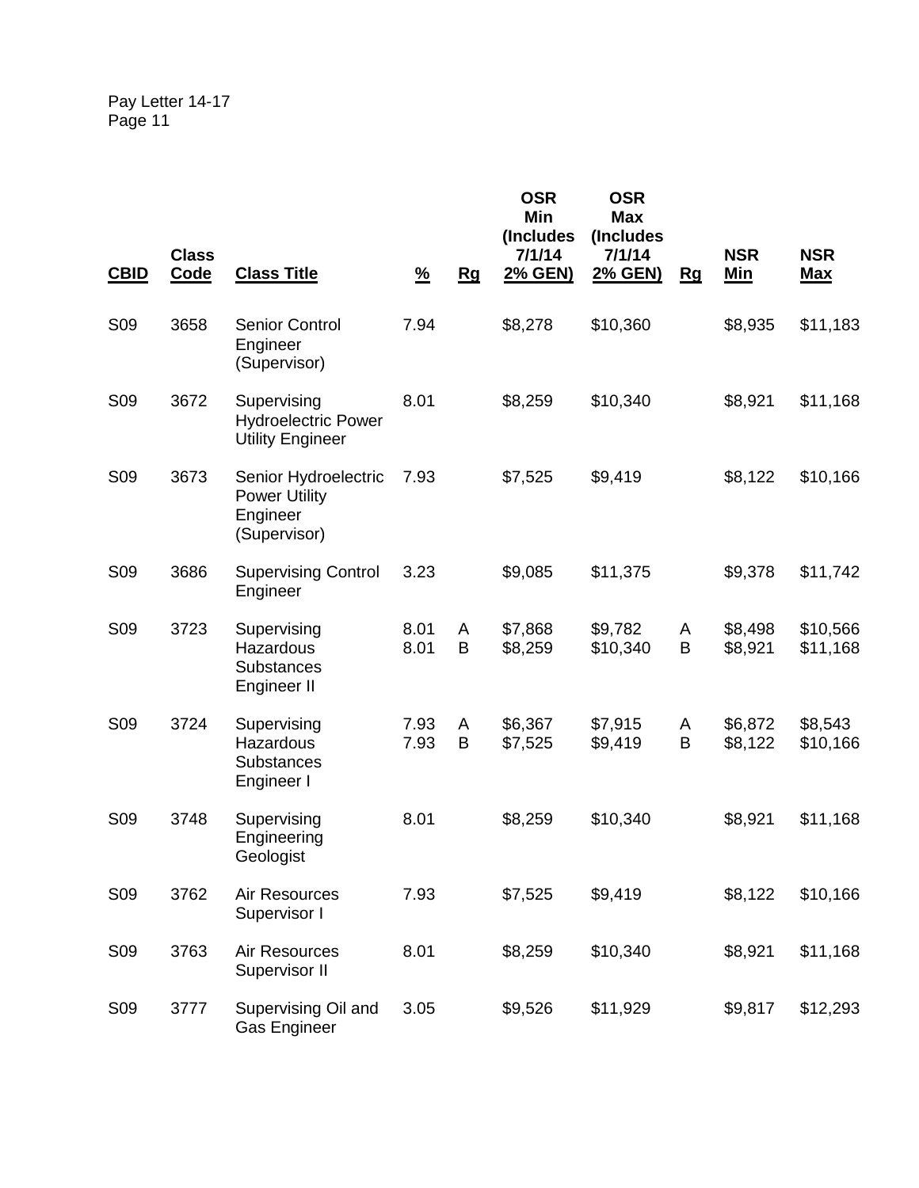| CBID | Class Code | Class Title | % | Rg | OSR Min (Includes 7/1/14 2% GEN) | OSR Max (Includes 7/1/14 2% GEN) | Rg | NSR Min | NSR Max |
|---|---|---|---|---|---|---|---|---|---|
| S09 | 3658 | Senior Control Engineer (Supervisor) | 7.94 | | $8,278 | $10,360 | | $8,935 | $11,183 |
| S09 | 3672 | Supervising Hydroelectric Power Utility Engineer | 8.01 | | $8,259 | $10,340 | | $8,921 | $11,168 |
| S09 | 3673 | Senior Hydroelectric Power Utility Engineer (Supervisor) | 7.93 | | $7,525 | $9,419 | | $8,122 | $10,166 |
| S09 | 3686 | Supervising Control Engineer | 3.23 | | $9,085 | $11,375 | | $9,378 | $11,742 |
| S09 | 3723 | Supervising Hazardous Substances Engineer II | 8.01 | A | $7,868 | $9,782 | A | $8,498 | $10,566 |
| | | | 8.01 | B | $8,259 | $10,340 | B | $8,921 | $11,168 |
| S09 | 3724 | Supervising Hazardous Substances Engineer I | 7.93 | A | $6,367 | $7,915 | A | $6,872 | $8,543 |
| | | | 7.93 | B | $7,525 | $9,419 | B | $8,122 | $10,166 |
| S09 | 3748 | Supervising Engineering Geologist | 8.01 | | $8,259 | $10,340 | | $8,921 | $11,168 |
| S09 | 3762 | Air Resources Supervisor I | 7.93 | | $7,525 | $9,419 | | $8,122 | $10,166 |
| S09 | 3763 | Air Resources Supervisor II | 8.01 | | $8,259 | $10,340 | | $8,921 | $11,168 |
| S09 | 3777 | Supervising Oil and Gas Engineer | 3.05 | | $9,526 | $11,929 | | $9,817 | $12,293 |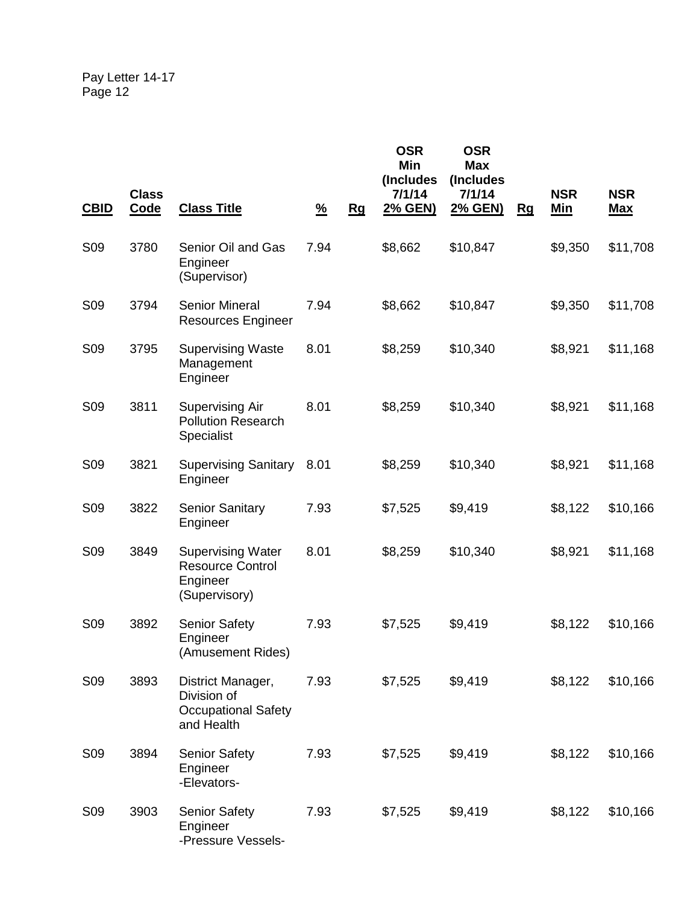| CBID | Class Code | Class Title | % | Rg | OSR Min (Includes 7/1/14 2% GEN) | OSR Max (Includes 7/1/14 2% GEN) | Rg | NSR Min | NSR Max |
|---|---|---|---|---|---|---|---|---|---|
| S09 | 3780 | Senior Oil and Gas Engineer (Supervisor) | 7.94 | | $8,662 | $10,847 | | $9,350 | $11,708 |
| S09 | 3794 | Senior Mineral Resources Engineer | 7.94 | | $8,662 | $10,847 | | $9,350 | $11,708 |
| S09 | 3795 | Supervising Waste Management Engineer | 8.01 | | $8,259 | $10,340 | | $8,921 | $11,168 |
| S09 | 3811 | Supervising Air Pollution Research Specialist | 8.01 | | $8,259 | $10,340 | | $8,921 | $11,168 |
| S09 | 3821 | Supervising Sanitary Engineer | 8.01 | | $8,259 | $10,340 | | $8,921 | $11,168 |
| S09 | 3822 | Senior Sanitary Engineer | 7.93 | | $7,525 | $9,419 | | $8,122 | $10,166 |
| S09 | 3849 | Supervising Water Resource Control Engineer (Supervisory) | 8.01 | | $8,259 | $10,340 | | $8,921 | $11,168 |
| S09 | 3892 | Senior Safety Engineer (Amusement Rides) | 7.93 | | $7,525 | $9,419 | | $8,122 | $10,166 |
| S09 | 3893 | District Manager, Division of Occupational Safety and Health | 7.93 | | $7,525 | $9,419 | | $8,122 | $10,166 |
| S09 | 3894 | Senior Safety Engineer -Elevators- | 7.93 | | $7,525 | $9,419 | | $8,122 | $10,166 |
| S09 | 3903 | Senior Safety Engineer -Pressure Vessels- | 7.93 | | $7,525 | $9,419 | | $8,122 | $10,166 |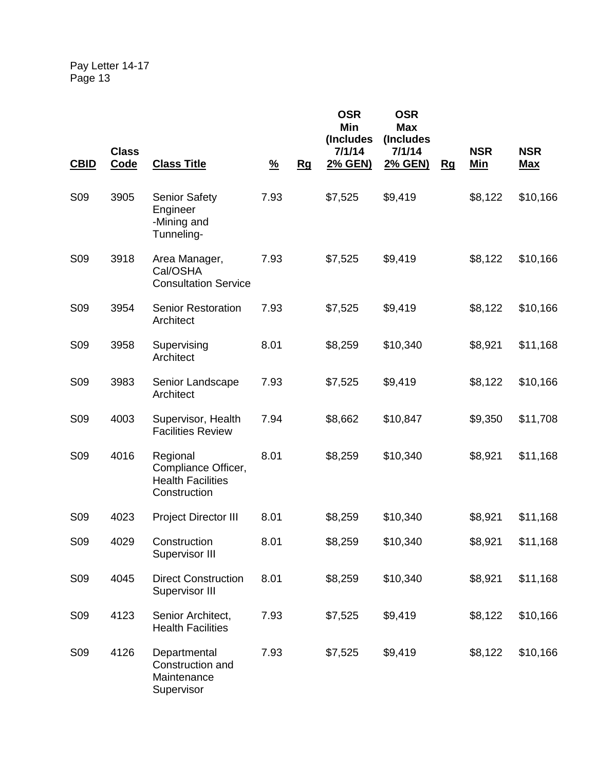| CBID | Class Code | Class Title | % | Rg | OSR Min (Includes 7/1/14 2% GEN) | OSR Max (Includes 7/1/14 2% GEN) | Rg | NSR Min | NSR Max |
|---|---|---|---|---|---|---|---|---|---|
| S09 | 3905 | Senior Safety Engineer -Mining and Tunneling- | 7.93 | | $7,525 | $9,419 | | $8,122 | $10,166 |
| S09 | 3918 | Area Manager, Cal/OSHA Consultation Service | 7.93 | | $7,525 | $9,419 | | $8,122 | $10,166 |
| S09 | 3954 | Senior Restoration Architect | 7.93 | | $7,525 | $9,419 | | $8,122 | $10,166 |
| S09 | 3958 | Supervising Architect | 8.01 | | $8,259 | $10,340 | | $8,921 | $11,168 |
| S09 | 3983 | Senior Landscape Architect | 7.93 | | $7,525 | $9,419 | | $8,122 | $10,166 |
| S09 | 4003 | Supervisor, Health Facilities Review | 7.94 | | $8,662 | $10,847 | | $9,350 | $11,708 |
| S09 | 4016 | Regional Compliance Officer, Health Facilities Construction | 8.01 | | $8,259 | $10,340 | | $8,921 | $11,168 |
| S09 | 4023 | Project Director III | 8.01 | | $8,259 | $10,340 | | $8,921 | $11,168 |
| S09 | 4029 | Construction Supervisor III | 8.01 | | $8,259 | $10,340 | | $8,921 | $11,168 |
| S09 | 4045 | Direct Construction Supervisor III | 8.01 | | $8,259 | $10,340 | | $8,921 | $11,168 |
| S09 | 4123 | Senior Architect, Health Facilities | 7.93 | | $7,525 | $9,419 | | $8,122 | $10,166 |
| S09 | 4126 | Departmental Construction and Maintenance Supervisor | 7.93 | | $7,525 | $9,419 | | $8,122 | $10,166 |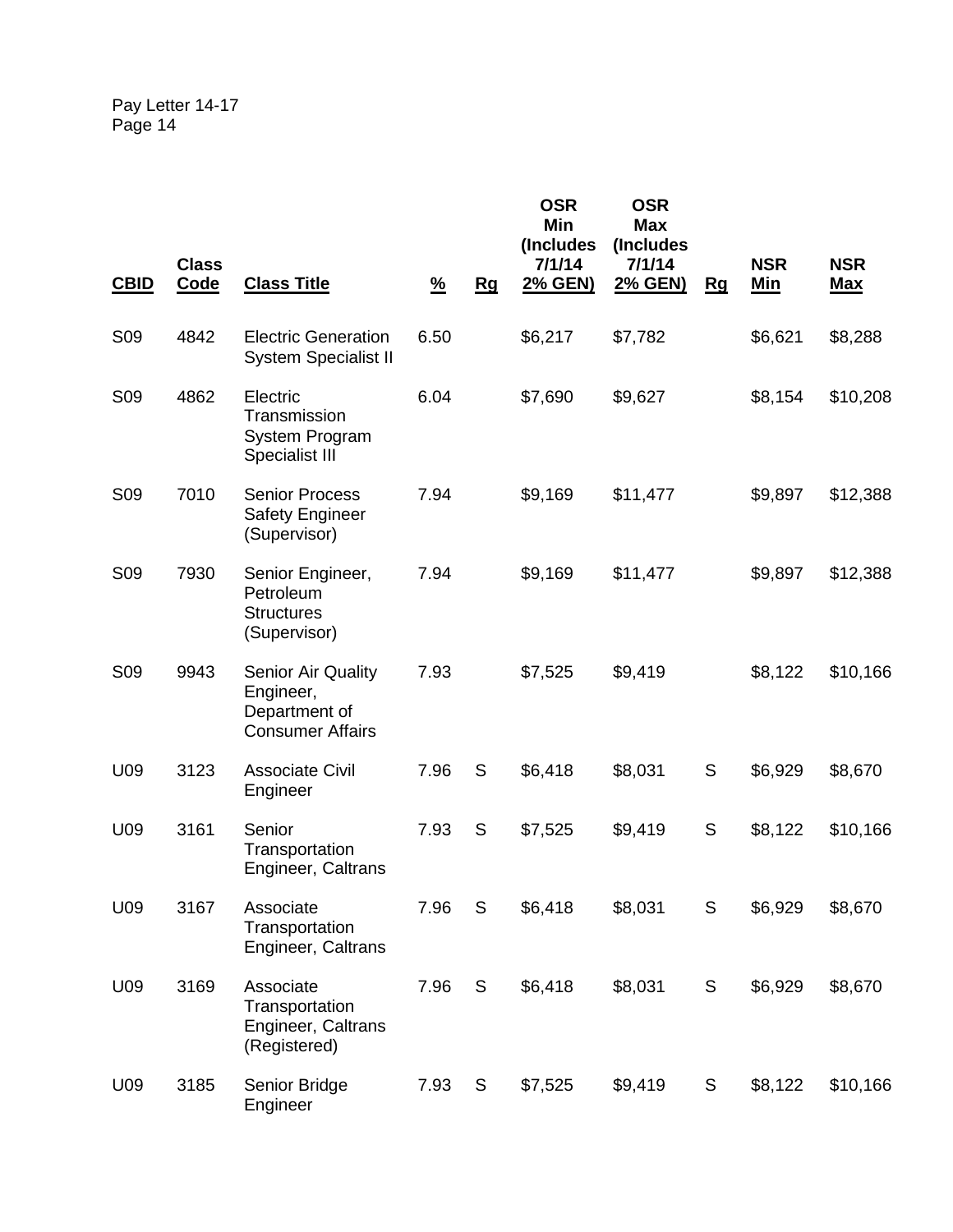| CBID | Class Code | Class Title | % | Rg | OSR Min (Includes 7/1/14 2% GEN) | OSR Max (Includes 7/1/14 2% GEN) | Rg | NSR Min | NSR Max |
|---|---|---|---|---|---|---|---|---|---|
| S09 | 4842 | Electric Generation System Specialist II | 6.50 | | $6,217 | $7,782 | | $6,621 | $8,288 |
| S09 | 4862 | Electric Transmission System Program Specialist III | 6.04 | | $7,690 | $9,627 | | $8,154 | $10,208 |
| S09 | 7010 | Senior Process Safety Engineer (Supervisor) | 7.94 | | $9,169 | $11,477 | | $9,897 | $12,388 |
| S09 | 7930 | Senior Engineer, Petroleum Structures (Supervisor) | 7.94 | | $9,169 | $11,477 | | $9,897 | $12,388 |
| S09 | 9943 | Senior Air Quality Engineer, Department of Consumer Affairs | 7.93 | | $7,525 | $9,419 | | $8,122 | $10,166 |
| U09 | 3123 | Associate Civil Engineer | 7.96 | S | $6,418 | $8,031 | S | $6,929 | $8,670 |
| U09 | 3161 | Senior Transportation Engineer, Caltrans | 7.93 | S | $7,525 | $9,419 | S | $8,122 | $10,166 |
| U09 | 3167 | Associate Transportation Engineer, Caltrans | 7.96 | S | $6,418 | $8,031 | S | $6,929 | $8,670 |
| U09 | 3169 | Associate Transportation Engineer, Caltrans (Registered) | 7.96 | S | $6,418 | $8,031 | S | $6,929 | $8,670 |
| U09 | 3185 | Senior Bridge Engineer | 7.93 | S | $7,525 | $9,419 | S | $8,122 | $10,166 |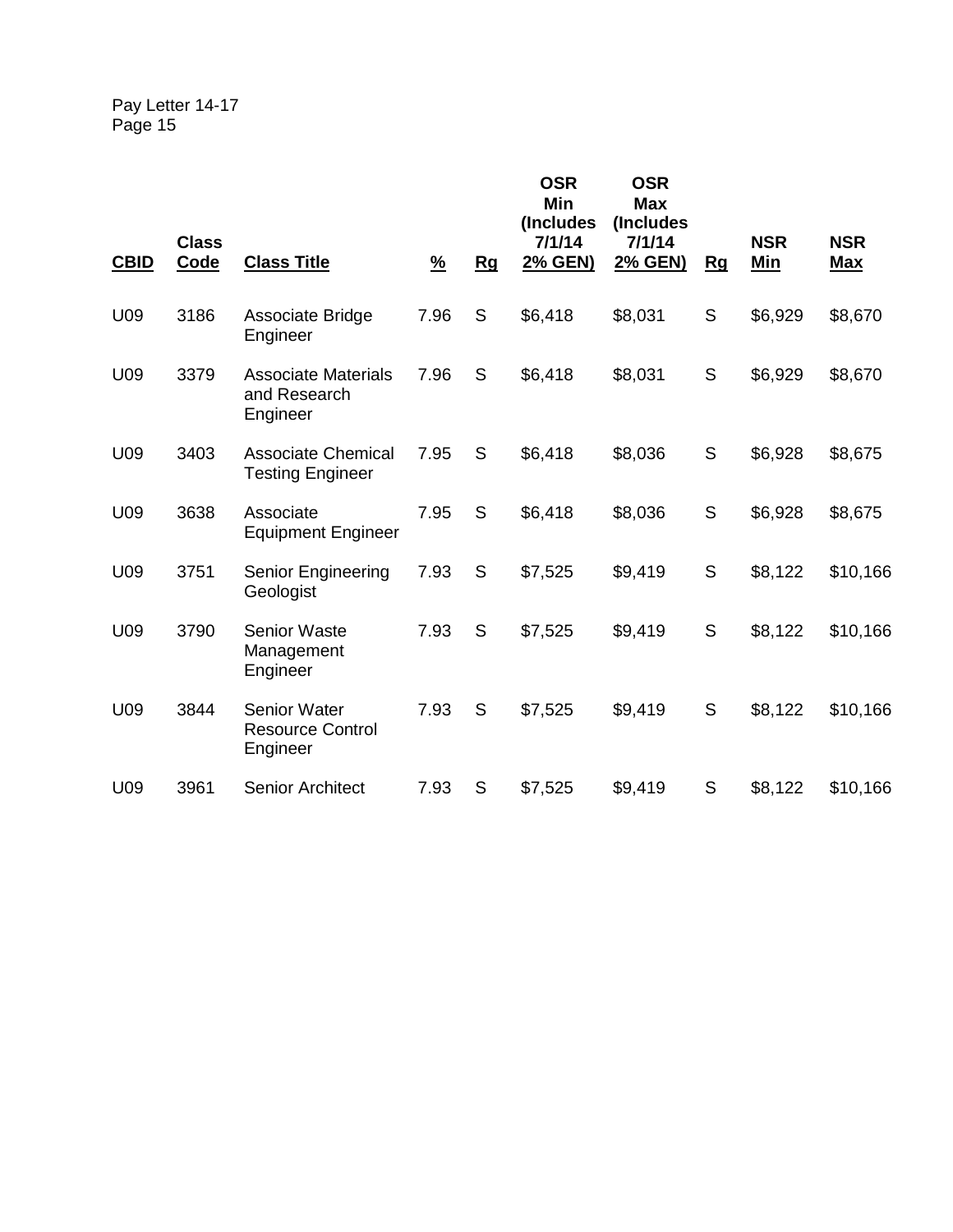| CBID | Class Code | Class Title | % | Rg | OSR Min (Includes 7/1/14 2% GEN) | OSR Max (Includes 7/1/14 2% GEN) | Rg | NSR Min | NSR Max |
|---|---|---|---|---|---|---|---|---|---|
| U09 | 3186 | Associate Bridge Engineer | 7.96 | S | $6,418 | $8,031 | S | $6,929 | $8,670 |
| U09 | 3379 | Associate Materials and Research Engineer | 7.96 | S | $6,418 | $8,031 | S | $6,929 | $8,670 |
| U09 | 3403 | Associate Chemical Testing Engineer | 7.95 | S | $6,418 | $8,036 | S | $6,928 | $8,675 |
| U09 | 3638 | Associate Equipment Engineer | 7.95 | S | $6,418 | $8,036 | S | $6,928 | $8,675 |
| U09 | 3751 | Senior Engineering Geologist | 7.93 | S | $7,525 | $9,419 | S | $8,122 | $10,166 |
| U09 | 3790 | Senior Waste Management Engineer | 7.93 | S | $7,525 | $9,419 | S | $8,122 | $10,166 |
| U09 | 3844 | Senior Water Resource Control Engineer | 7.93 | S | $7,525 | $9,419 | S | $8,122 | $10,166 |
| U09 | 3961 | Senior Architect | 7.93 | S | $7,525 | $9,419 | S | $8,122 | $10,166 |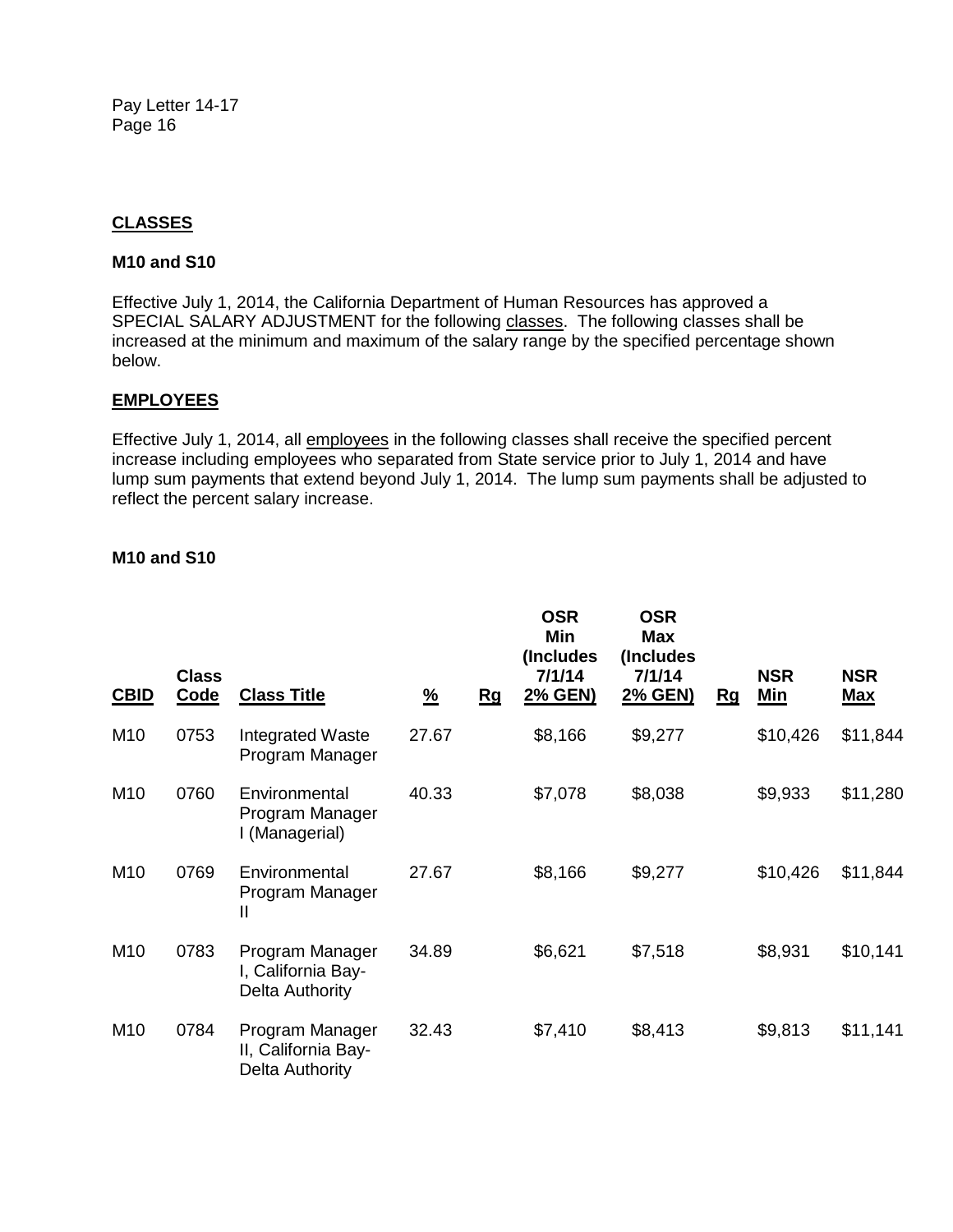**CLASSES**

**M10 and S10**

Effective July 1, 2014, the California Department of Human Resources has approved a SPECIAL SALARY ADJUSTMENT for the following classes. The following classes shall be increased at the minimum and maximum of the salary range by the specified percentage shown below.

**EMPLOYEES**

Effective July 1, 2014, all employees in the following classes shall receive the specified percent increase including employees who separated from State service prior to July 1, 2014 and have lump sum payments that extend beyond July 1, 2014. The lump sum payments shall be adjusted to reflect the percent salary increase.

**M10 and S10**

| CBID | Class Code | Class Title | % | Rg | OSR Min (Includes 7/1/14 2% GEN) | OSR Max (Includes 7/1/14 2% GEN) | Rg | NSR Min | NSR Max |
|---|---|---|---|---|---|---|---|---|---|
| M10 | 0753 | Integrated Waste Program Manager | 27.67 | | $8,166 | $9,277 | | $10,426 | $11,844 |
| M10 | 0760 | Environmental Program Manager I (Managerial) | 40.33 | | $7,078 | $8,038 | | $9,933 | $11,280 |
| M10 | 0769 | Environmental Program Manager II | 27.67 | | $8,166 | $9,277 | | $10,426 | $11,844 |
| M10 | 0783 | Program Manager I, California Bay-Delta Authority | 34.89 | | $6,621 | $7,518 | | $8,931 | $10,141 |
| M10 | 0784 | Program Manager II, California Bay-Delta Authority | 32.43 | | $7,410 | $8,413 | | $9,813 | $11,141 |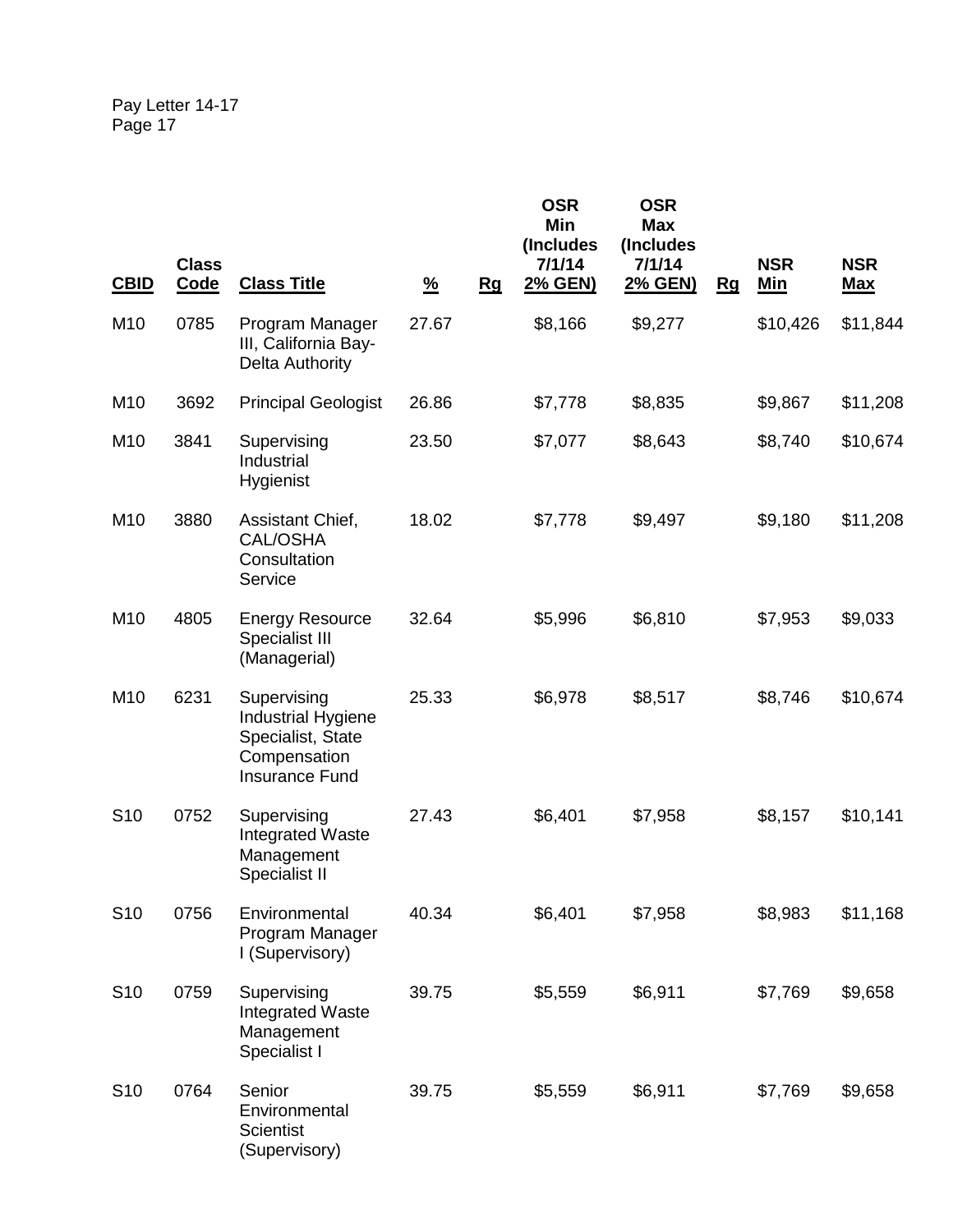| CBID | Class Code | Class Title | % | Rg | OSR Min (Includes 7/1/14 2% GEN) | OSR Max (Includes 7/1/14 2% GEN) | Rg | NSR Min | NSR Max |
|---|---|---|---|---|---|---|---|---|---|
| M10 | 0785 | Program Manager III, California Bay-Delta Authority | 27.67 | | $8,166 | $9,277 | | $10,426 | $11,844 |
| M10 | 3692 | Principal Geologist | 26.86 | | $7,778 | $8,835 | | $9,867 | $11,208 |
| M10 | 3841 | Supervising Industrial Hygienist | 23.50 | | $7,077 | $8,643 | | $8,740 | $10,674 |
| M10 | 3880 | Assistant Chief, CAL/OSHA Consultation Service | 18.02 | | $7,778 | $9,497 | | $9,180 | $11,208 |
| M10 | 4805 | Energy Resource Specialist III (Managerial) | 32.64 | | $5,996 | $6,810 | | $7,953 | $9,033 |
| M10 | 6231 | Supervising Industrial Hygiene Specialist, State Compensation Insurance Fund | 25.33 | | $6,978 | $8,517 | | $8,746 | $10,674 |
| S10 | 0752 | Supervising Integrated Waste Management Specialist II | 27.43 | | $6,401 | $7,958 | | $8,157 | $10,141 |
| S10 | 0756 | Environmental Program Manager I (Supervisory) | 40.34 | | $6,401 | $7,958 | | $8,983 | $11,168 |
| S10 | 0759 | Supervising Integrated Waste Management Specialist I | 39.75 | | $5,559 | $6,911 | | $7,769 | $9,658 |
| S10 | 0764 | Senior Environmental Scientist (Supervisory) | 39.75 | | $5,559 | $6,911 | | $7,769 | $9,658 |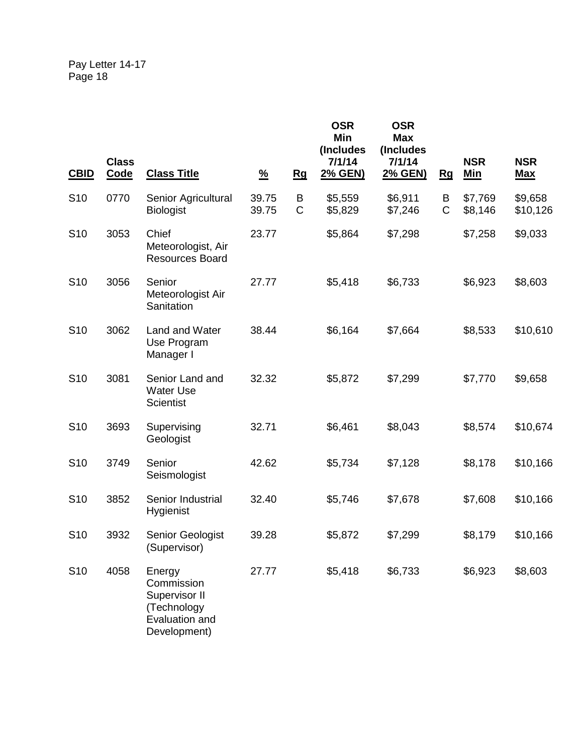| CBID | Class Code | Class Title | % | Rg | OSR Min (Includes 7/1/14 2% GEN) | OSR Max (Includes 7/1/14 2% GEN) | Rg | NSR Min | NSR Max |
|---|---|---|---|---|---|---|---|---|---|
| S10 | 0770 | Senior Agricultural Biologist | 39.75 | B | $5,559 | $6,911 | B | $7,769 | $9,658 |
| | | | 39.75 | C | $5,829 | $7,246 | C | $8,146 | $10,126 |
| S10 | 3053 | Chief Meteorologist, Air Resources Board | 23.77 | | $5,864 | $7,298 | | $7,258 | $9,033 |
| S10 | 3056 | Senior Meteorologist Air Sanitation | 27.77 | | $5,418 | $6,733 | | $6,923 | $8,603 |
| S10 | 3062 | Land and Water Use Program Manager I | 38.44 | | $6,164 | $7,664 | | $8,533 | $10,610 |
| S10 | 3081 | Senior Land and Water Use Scientist | 32.32 | | $5,872 | $7,299 | | $7,770 | $9,658 |
| S10 | 3693 | Supervising Geologist | 32.71 | | $6,461 | $8,043 | | $8,574 | $10,674 |
| S10 | 3749 | Senior Seismologist | 42.62 | | $5,734 | $7,128 | | $8,178 | $10,166 |
| S10 | 3852 | Senior Industrial Hygienist | 32.40 | | $5,746 | $7,678 | | $7,608 | $10,166 |
| S10 | 3932 | Senior Geologist (Supervisor) | 39.28 | | $5,872 | $7,299 | | $8,179 | $10,166 |
| S10 | 4058 | Energy Commission Supervisor II (Technology Evaluation and Development) | 27.77 | | $5,418 | $6,733 | | $6,923 | $8,603 |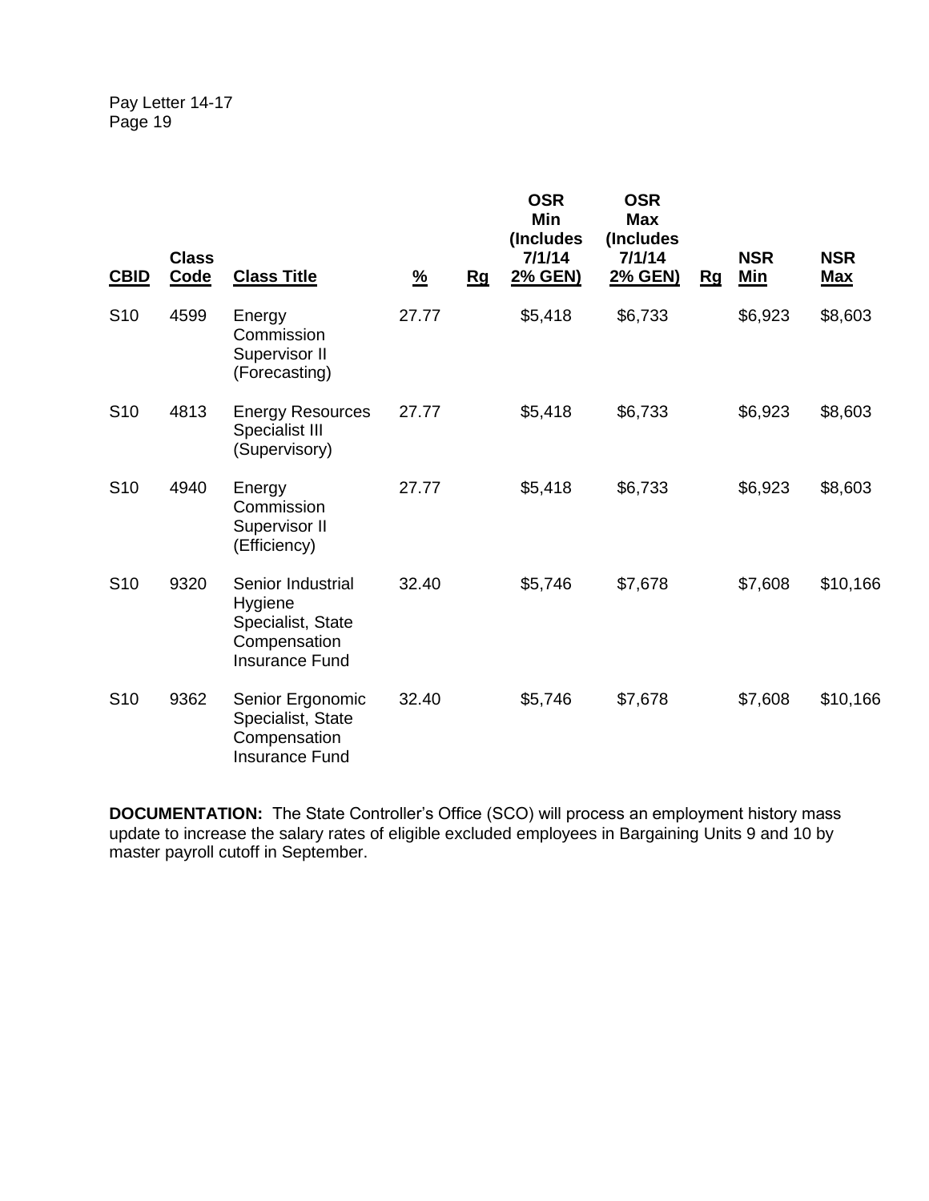| CBID | Class Code | Class Title | % | Rg | OSR Min (Includes 7/1/14 2% GEN) | OSR Max (Includes 7/1/14 2% GEN) | Rg | NSR Min | NSR Max |
|---|---|---|---|---|---|---|---|---|---|
| S10 | 4599 | Energy Commission Supervisor II (Forecasting) | 27.77 | | $5,418 | $6,733 | | $6,923 | $8,603 |
| S10 | 4813 | Energy Resources Specialist III (Supervisory) | 27.77 | | $5,418 | $6,733 | | $6,923 | $8,603 |
| S10 | 4940 | Energy Commission Supervisor II (Efficiency) | 27.77 | | $5,418 | $6,733 | | $6,923 | $8,603 |
| S10 | 9320 | Senior Industrial Hygiene Specialist, State Compensation Insurance Fund | 32.40 | | $5,746 | $7,678 | | $7,608 | $10,166 |
| S10 | 9362 | Senior Ergonomic Specialist, State Compensation Insurance Fund | 32.40 | | $5,746 | $7,678 | | $7,608 | $10,166 |

**DOCUMENTATION:** The State Controller's Office (SCO) will process an employment history mass update to increase the salary rates of eligible excluded employees in Bargaining Units 9 and 10 by master payroll cutoff in September.